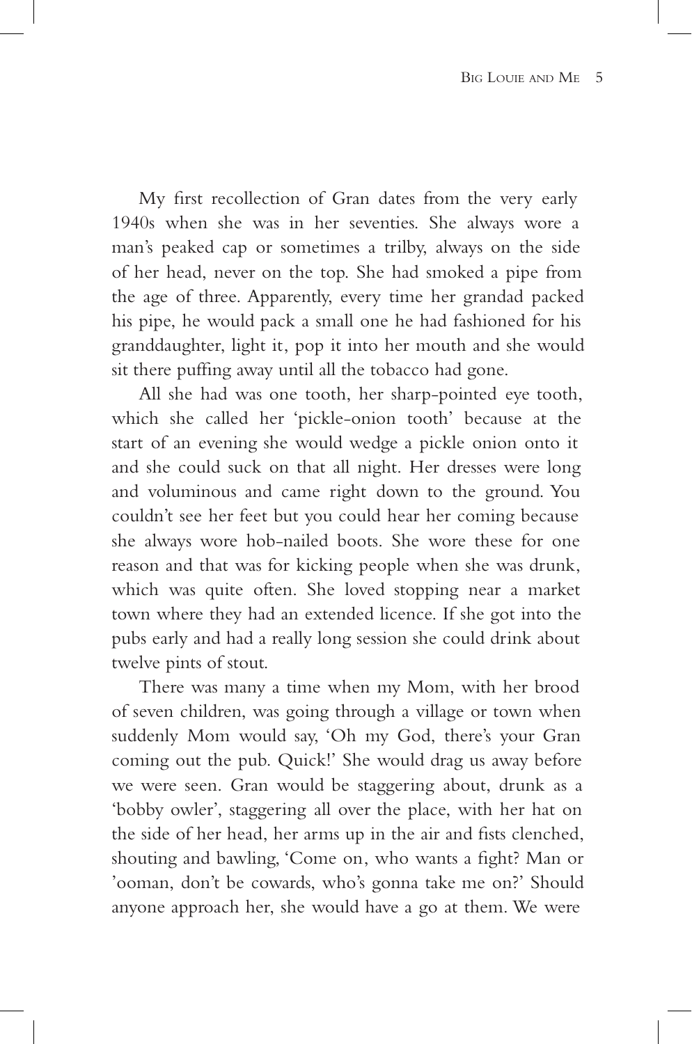My first recollection of Gran dates from the very early 1940s when she was in her seventies. She always wore a man's peaked cap or sometimes a trilby, always on the side of her head, never on the top. She had smoked a pipe from the age of three. Apparently, every time her grandad packed his pipe, he would pack a small one he had fashioned for his granddaughter, light it, pop it into her mouth and she would sit there puffing away until all the tobacco had gone.

All she had was one tooth, her sharp-pointed eye tooth, which she called her 'pickle-onion tooth' because at the start of an evening she would wedge a pickle onion onto it and she could suck on that all night. Her dresses were long and voluminous and came right down to the ground. You couldn't see her feet but you could hear her coming because she always wore hob-nailed boots. She wore these for one reason and that was for kicking people when she was drunk, which was quite often. She loved stopping near a market town where they had an extended licence. If she got into the pubs early and had a really long session she could drink about twelve pints of stout.

There was many a time when my Mom, with her brood of seven children, was going through a village or town when suddenly Mom would say, 'Oh my God, there's your Gran coming out the pub. Quick!' She would drag us away before we were seen. Gran would be staggering about, drunk as a 'bobby owler', staggering all over the place, with her hat on the side of her head, her arms up in the air and fists clenched, shouting and bawling, 'Come on, who wants a fight? Man or 'ooman, don't be cowards, who's gonna take me on?' Should anyone approach her, she would have a go at them. We were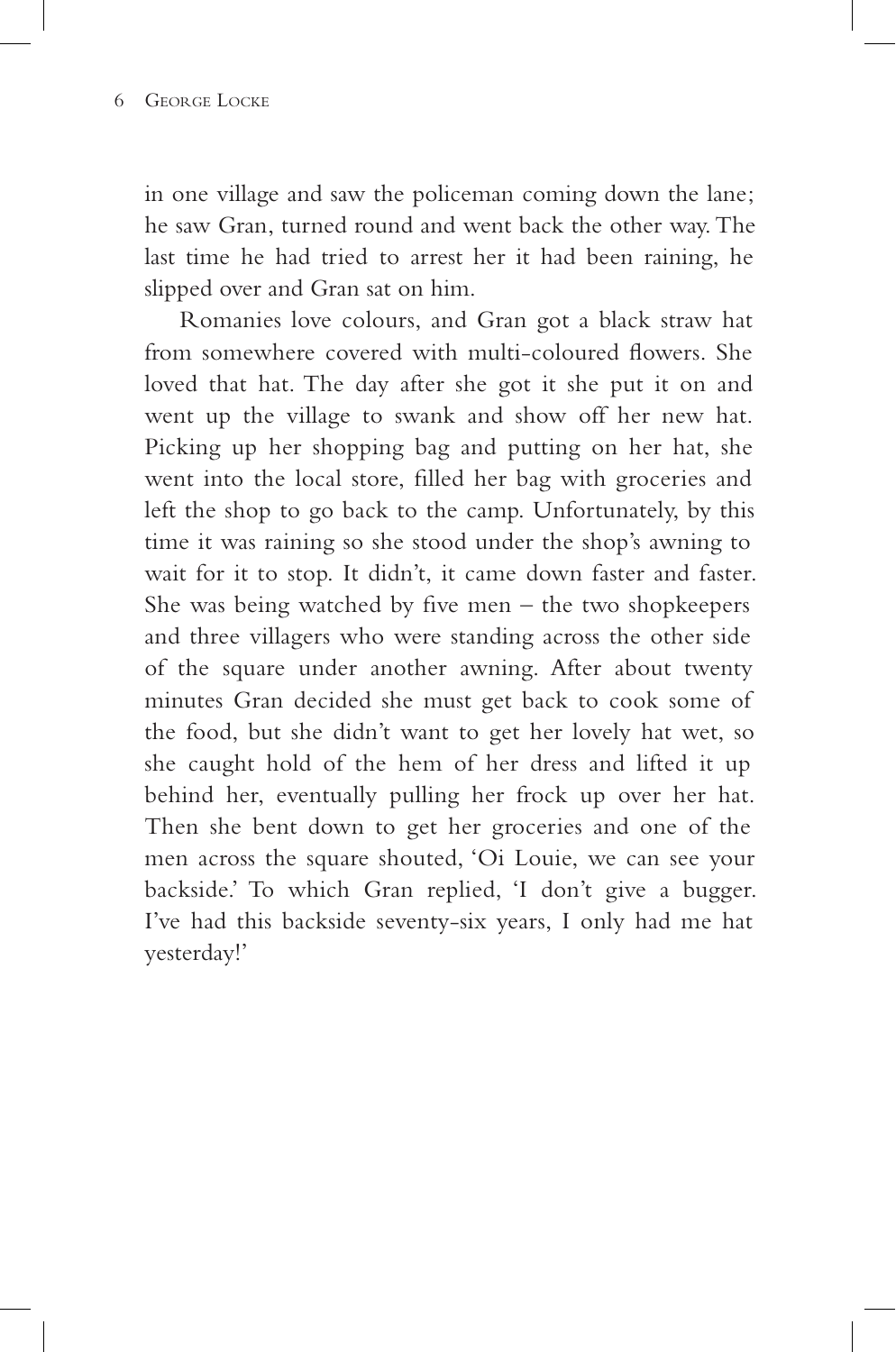in one village and saw the policeman coming down the lane; he saw Gran, turned round and went back the other way. The last time he had tried to arrest her it had been raining, he slipped over and Gran sat on him.

Romanies love colours, and Gran got a black straw hat from somewhere covered with multi-coloured flowers. She loved that hat. The day after she got it she put it on and went up the village to swank and show off her new hat. Picking up her shopping bag and putting on her hat, she went into the local store, filled her bag with groceries and left the shop to go back to the camp. Unfortunately, by this time it was raining so she stood under the shop's awning to wait for it to stop. It didn't, it came down faster and faster. She was being watched by five men – the two shopkeepers and three villagers who were standing across the other side of the square under another awning. After about twenty minutes Gran decided she must get back to cook some of the food, but she didn't want to get her lovely hat wet, so she caught hold of the hem of her dress and lifted it up behind her, eventually pulling her frock up over her hat. Then she bent down to get her groceries and one of the men across the square shouted, 'Oi Louie, we can see your backside.' To which Gran replied, 'I don't give a bugger. I've had this backside seventy-six years, I only had me hat yesterday!'